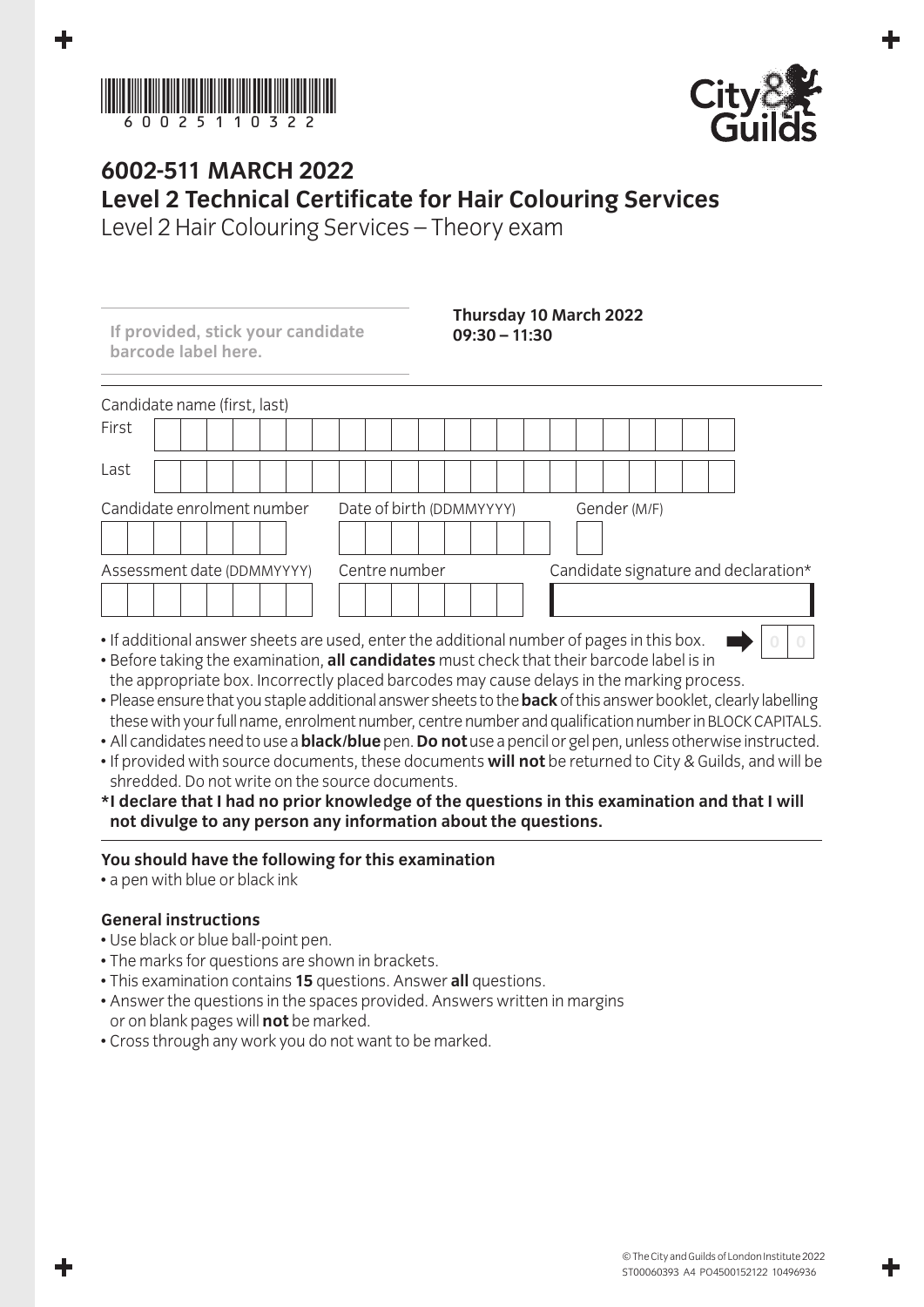600251103 22

# 6002-511 MARCH 2022

## Level 2 Technical Certificate for Hair Colouring Services

Level 2 Hair Colouring Services – Theory exam

**If provided, stick your candidate barcode label here.**

**Thursday 10 March 2022**
**09:30 – 11:30**

Candidate name (first, last)

First

Last

Candidate enrolment number | Date of birth (DDMMYYYY) | Gender (M/F)

Assessment date (DDMMYYYY) | Centre number | Candidate signature and declaration*

- If additional answer sheets are used, enter the additional number of pages in this box. 0 0
- Before taking the examination, **all candidates** must check that their barcode label is in the appropriate box. Incorrectly placed barcodes may cause delays in the marking process.
- Please ensure that you staple additional answer sheets to the **back** of this answer booklet, clearly labelling these with your full name, enrolment number, centre number and qualification number in BLOCK CAPITALS.
- All candidates need to use a **black/blue** pen. **Do not** use a pencil or gel pen, unless otherwise instructed.
- If provided with source documents, these documents **will not** be returned to City & Guilds, and will be shredded. Do not write on the source documents.

**\*I declare that I had no prior knowledge of the questions in this examination and that I will not divulge to any person any information about the questions.**

**You should have the following for this examination**

- a pen with blue or black ink

**General instructions**

- Use black or blue ball-point pen.
- The marks for questions are shown in brackets.
- This examination contains **15** questions. Answer **all** questions.
- Answer the questions in the spaces provided. Answers written in margins or on blank pages will **not** be marked.
- Cross through any work you do not want to be marked.

© The City and Guilds of London Institute 2022
ST00060393 A4 PO4500152122 10496936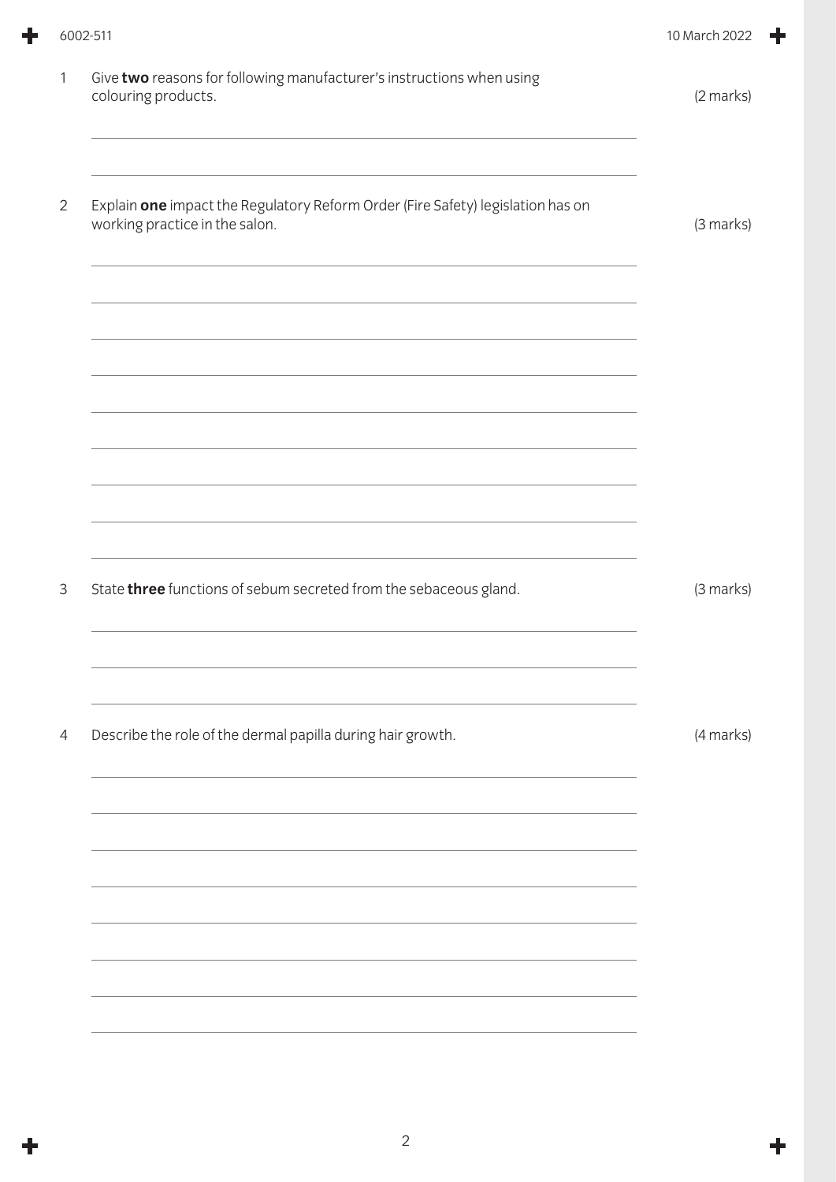1 Give **two** reasons for following manufacturer's instructions when using colouring products. (2 marks)

2 Explain **one** impact the Regulatory Reform Order (Fire Safety) legislation has on working practice in the salon. (3 marks)

3 State **three** functions of sebum secreted from the sebaceous gland. (3 marks)

4 Describe the role of the dermal papilla during hair growth. (4 marks)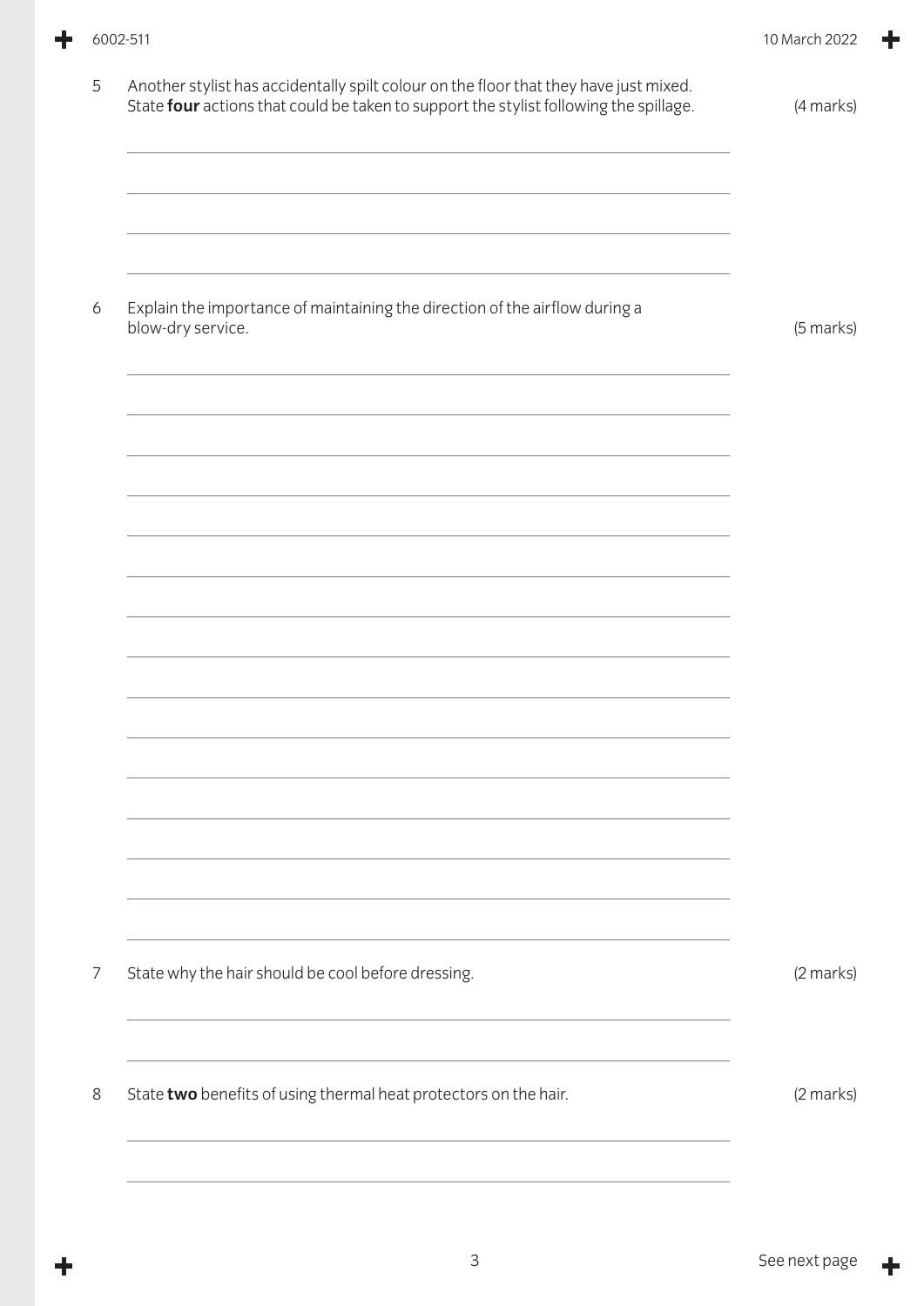5 Another stylist has accidentally spilt colour on the floor that they have just mixed.
State **four** actions that could be taken to support the stylist following the spillage. (4 marks)

6 Explain the importance of maintaining the direction of the airflow during a blow-dry service. (5 marks)

7 State why the hair should be cool before dressing. (2 marks)

8 State **two** benefits of using thermal heat protectors on the hair. (2 marks)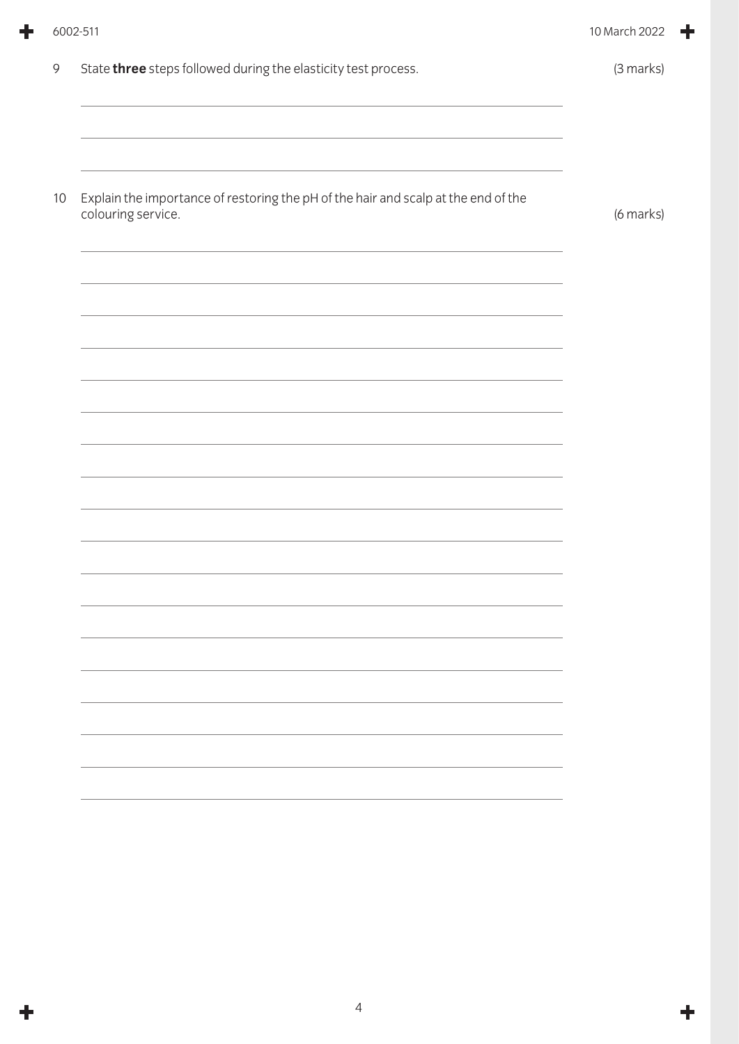9 State **three** steps followed during the elasticity test process. (3 marks)

10 Explain the importance of restoring the pH of the hair and scalp at the end of the colouring service. (6 marks)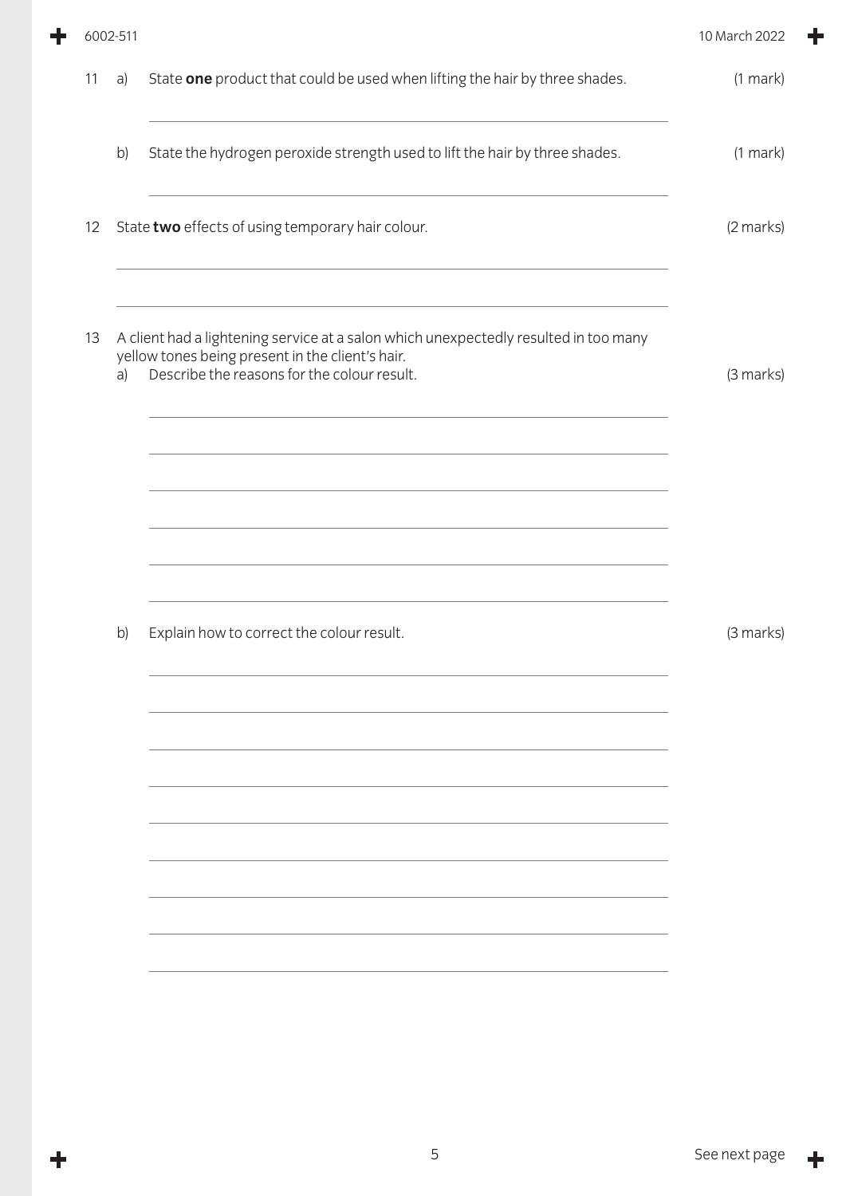11 a) State **one** product that could be used when lifting the hair by three shades. (1 mark)

b) State the hydrogen peroxide strength used to lift the hair by three shades. (1 mark)

12 State **two** effects of using temporary hair colour. (2 marks)

13 A client had a lightening service at a salon which unexpectedly resulted in too many yellow tones being present in the client's hair.

a) Describe the reasons for the colour result. (3 marks)

b) Explain how to correct the colour result. (3 marks)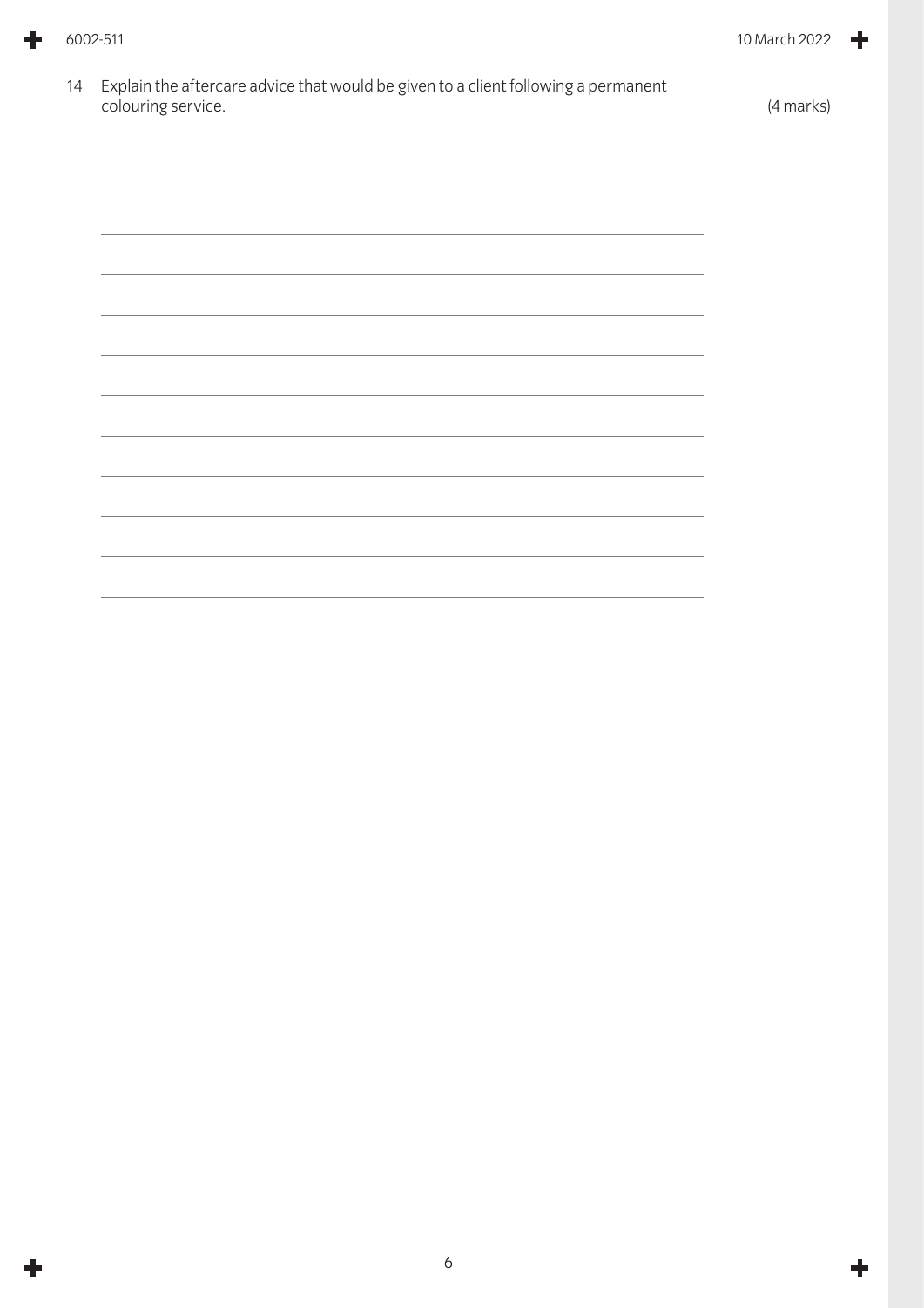14 Explain the aftercare advice that would be given to a client following a permanent colouring service. (4 marks)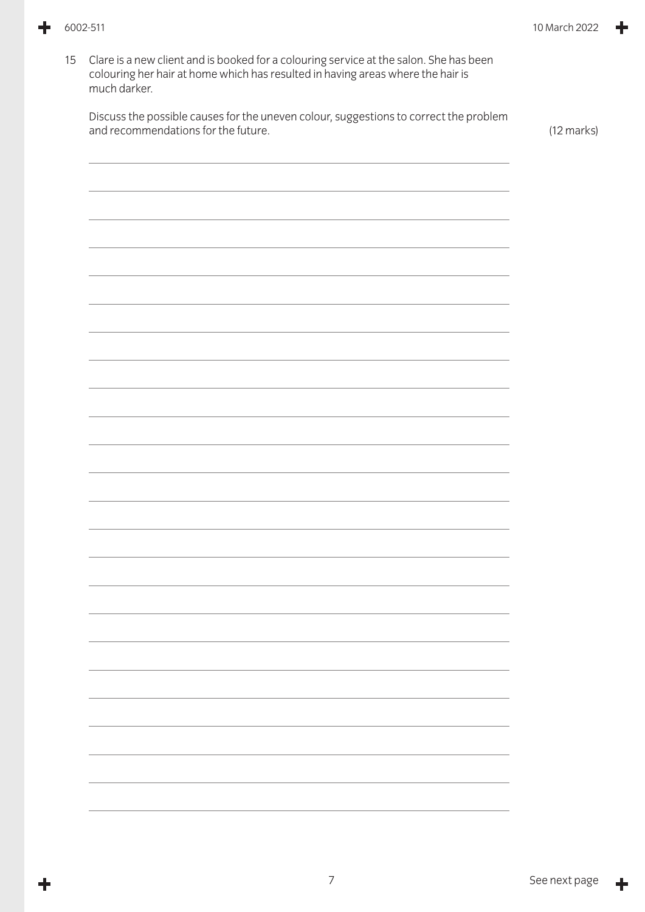15 Clare is a new client and is booked for a colouring service at the salon. She has been colouring her hair at home which has resulted in having areas where the hair is much darker.

Discuss the possible causes for the uneven colour, suggestions to correct the problem and recommendations for the future. (12 marks)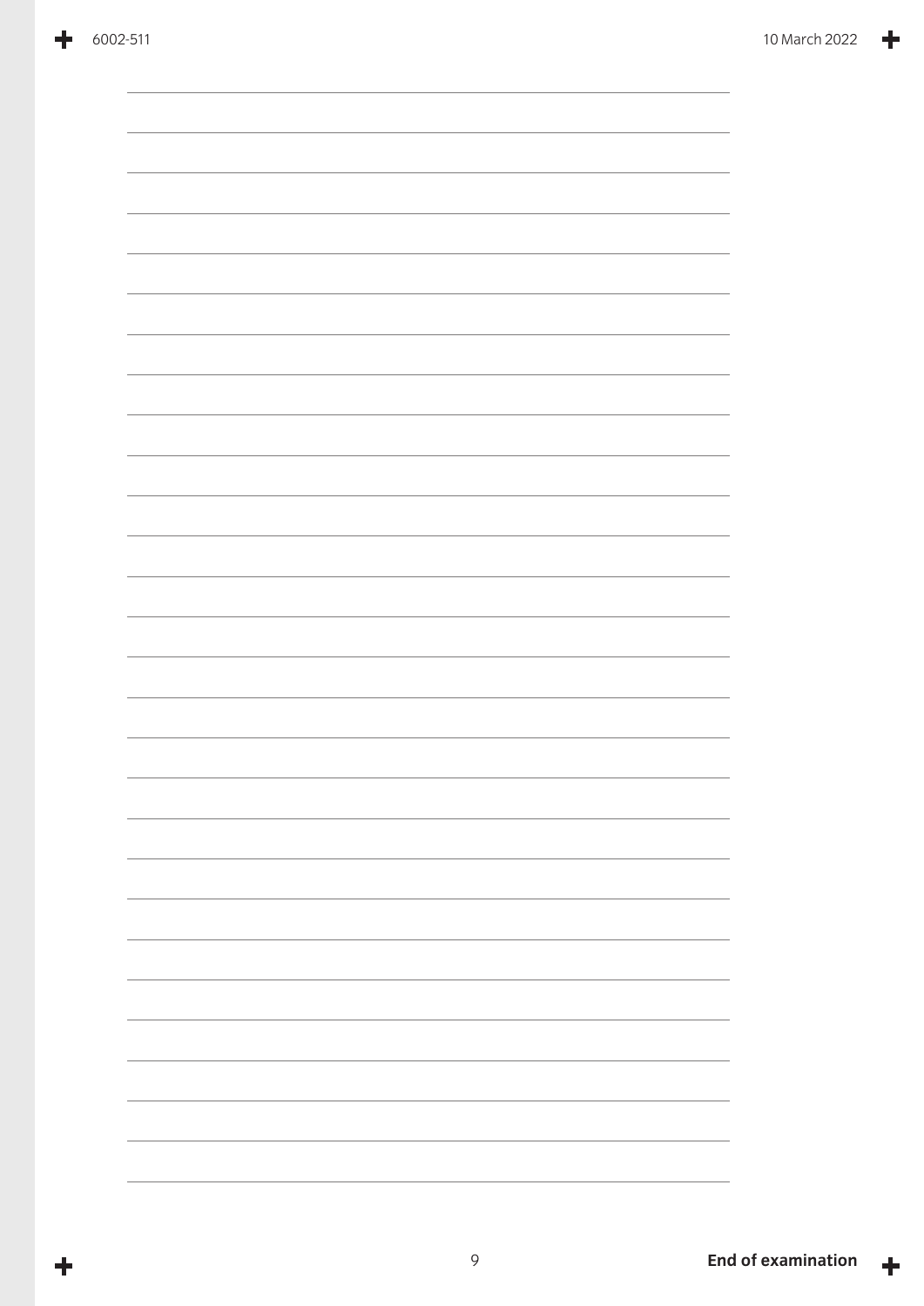**End of examination**